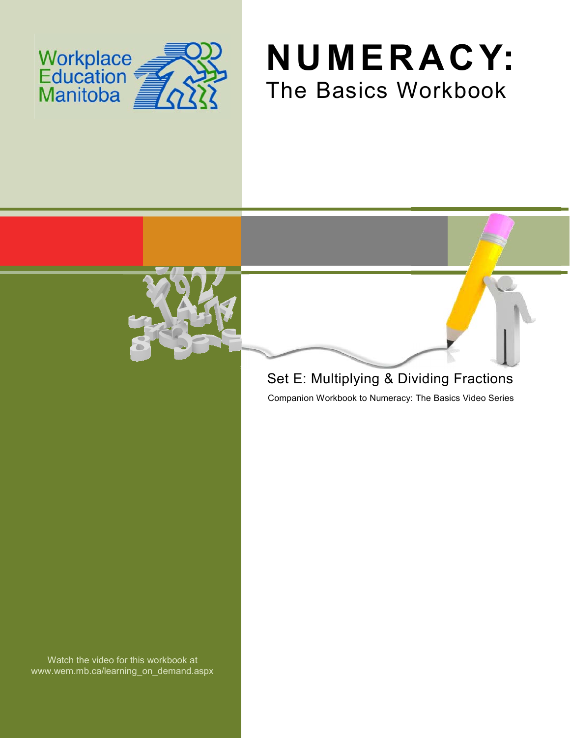Workplace Education Manitoba

# NUMERACY:

## The Basics Workbook

Set E: Multiplying & Dividing Fractions

Companion Workbook to Numeracy: The Basics Video Series

Watch the video for this workbook at www.wem.mb.ca/learning_on_demand.aspx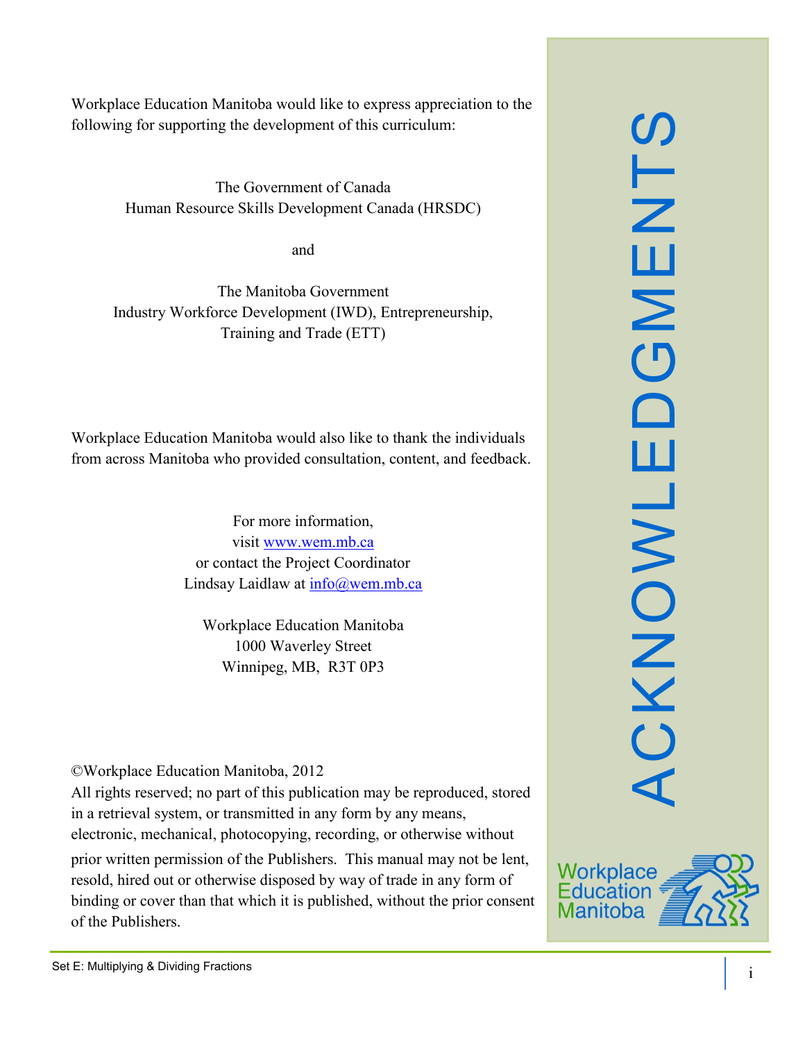# ACKNOWLEDGMENTS

Workplace Education Manitoba would like to express appreciation to the following for supporting the development of this curriculum:

The Government of Canada
Human Resource Skills Development Canada (HRSDC)

and

The Manitoba Government
Industry Workforce Development (IWD), Entrepreneurship, Training and Trade (ETT)

Workplace Education Manitoba would also like to thank the individuals from across Manitoba who provided consultation, content, and feedback.

For more information,
visit www.wem.mb.ca
or contact the Project Coordinator
Lindsay Laidlaw at info@wem.mb.ca

Workplace Education Manitoba
1000 Waverley Street
Winnipeg, MB, R3T 0P3

©Workplace Education Manitoba, 2012
All rights reserved; no part of this publication may be reproduced, stored in a retrieval system, or transmitted in any form by any means, electronic, mechanical, photocopying, recording, or otherwise without prior written permission of the Publishers. This manual may not be lent, resold, hired out or otherwise disposed by way of trade in any form of binding or cover than that which it is published, without the prior consent of the Publishers.

Workplace Education Manitoba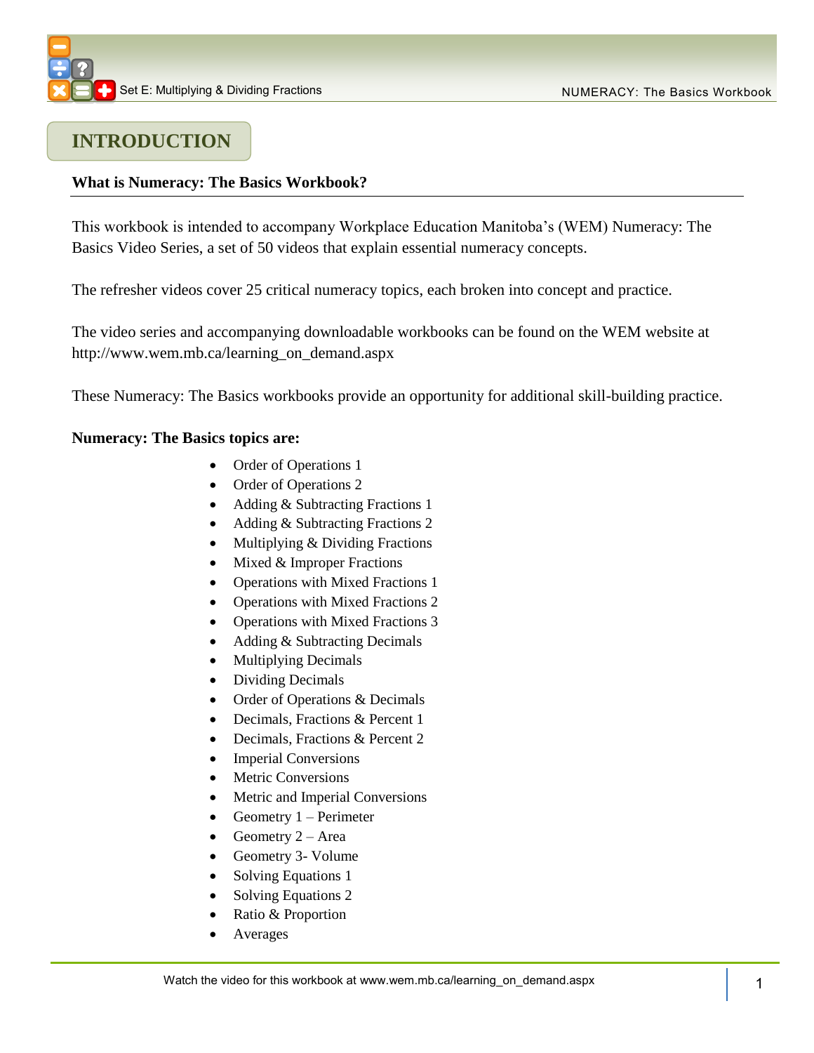# INTRODUCTION

**What is Numeracy: The Basics Workbook?**

This workbook is intended to accompany Workplace Education Manitoba's (WEM) Numeracy: The Basics Video Series, a set of 50 videos that explain essential numeracy concepts.

The refresher videos cover 25 critical numeracy topics, each broken into concept and practice.

The video series and accompanying downloadable workbooks can be found on the WEM website at http://www.wem.mb.ca/learning_on_demand.aspx

These Numeracy: The Basics workbooks provide an opportunity for additional skill-building practice.

**Numeracy: The Basics topics are:**

- Order of Operations 1
- Order of Operations 2
- Adding & Subtracting Fractions 1
- Adding & Subtracting Fractions 2
- Multiplying & Dividing Fractions
- Mixed & Improper Fractions
- Operations with Mixed Fractions 1
- Operations with Mixed Fractions 2
- Operations with Mixed Fractions 3
- Adding & Subtracting Decimals
- Multiplying Decimals
- Dividing Decimals
- Order of Operations & Decimals
- Decimals, Fractions & Percent 1
- Decimals, Fractions & Percent 2
- Imperial Conversions
- Metric Conversions
- Metric and Imperial Conversions
- Geometry 1 – Perimeter
- Geometry 2 – Area
- Geometry 3- Volume
- Solving Equations 1
- Solving Equations 2
- Ratio & Proportion
- Averages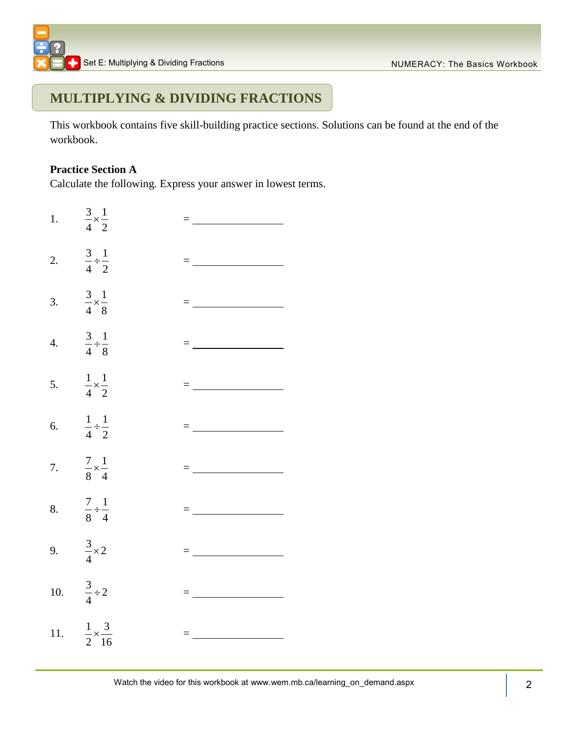# MULTIPLYING & DIVIDING FRACTIONS

This workbook contains five skill-building practice sections. Solutions can be found at the end of the workbook.

**Practice Section A**

Calculate the following. Express your answer in lowest terms.

1. $\frac{3}{4} \times \frac{1}{2}$ = ______________

2. $\frac{3}{4} \div \frac{1}{2}$ = ______________

3. $\frac{3}{4} \times \frac{1}{8}$ = ______________

4. $\frac{3}{4} \div \frac{1}{8}$ = ______________

5. $\frac{1}{4} \times \frac{1}{2}$ = ______________

6. $\frac{1}{4} \div \frac{1}{2}$ = ______________

7. $\frac{7}{8} \times \frac{1}{4}$ = ______________

8. $\frac{7}{8} \div \frac{1}{4}$ = ______________

9. $\frac{3}{4} \times 2$ = ______________

10. $\frac{3}{4} \div 2$ = ______________

11. $\frac{1}{2} \times \frac{3}{16}$ = ______________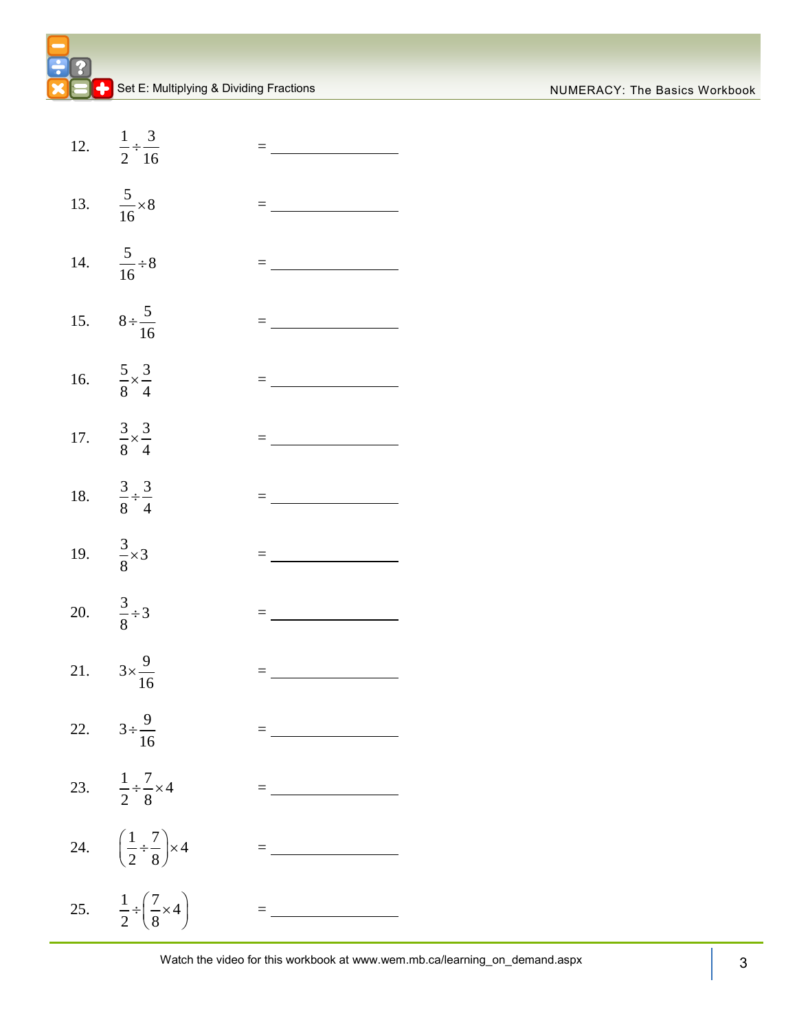12. $\frac{1}{2} \div \frac{3}{16}$ = ____________

13. $\frac{5}{16} \times 8$ = ____________

14. $\frac{5}{16} \div 8$ = ____________

15. $8 \div \frac{5}{16}$ = ____________

16. $\frac{5}{8} \times \frac{3}{4}$ = ____________

17. $\frac{3}{8} \times \frac{3}{4}$ = ____________

18. $\frac{3}{8} \div \frac{3}{4}$ = ____________

19. $\frac{3}{8} \times 3$ = ____________

20. $\frac{3}{8} \div 3$ = ____________

21. $3 \times \frac{9}{16}$ = ____________

22. $3 \div \frac{9}{16}$ = ____________

23. $\frac{1}{2} \div \frac{7}{8} \times 4$ = ____________

24. $\left(\frac{1}{2} \div \frac{7}{8}\right) \times 4$ = ____________

25. $\frac{1}{2} \div \left(\frac{7}{8} \times 4\right)$ = ____________

Watch the video for this workbook at www.wem.mb.ca/learning_on_demand.aspx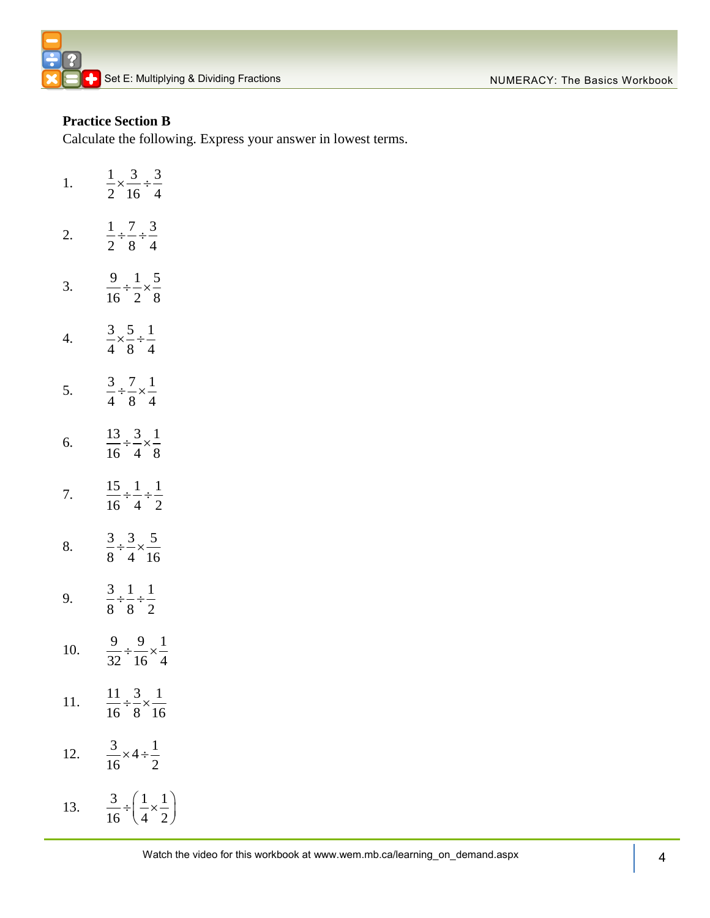**Practice Section B**

Calculate the following. Express your answer in lowest terms.

1. $\frac{1}{2} \times \frac{3}{16} \div \frac{3}{4}$

2. $\frac{1}{2} \div \frac{7}{8} \div \frac{3}{4}$

3. $\frac{9}{16} \div \frac{1}{2} \times \frac{5}{8}$

4. $\frac{3}{4} \times \frac{5}{8} \div \frac{1}{4}$

5. $\frac{3}{4} \div \frac{7}{8} \times \frac{1}{4}$

6. $\frac{13}{16} \div \frac{3}{4} \times \frac{1}{8}$

7. $\frac{15}{16} \div \frac{1}{4} \div \frac{1}{2}$

8. $\frac{3}{8} \div \frac{3}{4} \times \frac{5}{16}$

9. $\frac{3}{8} \div \frac{1}{8} \div \frac{1}{2}$

10. $\frac{9}{32} \div \frac{9}{16} \times \frac{1}{4}$

11. $\frac{11}{16} \div \frac{3}{8} \times \frac{1}{16}$

12. $\frac{3}{16} \times 4 \div \frac{1}{2}$

13. $\frac{3}{16} \div \left(\frac{1}{4} \times \frac{1}{2}\right)$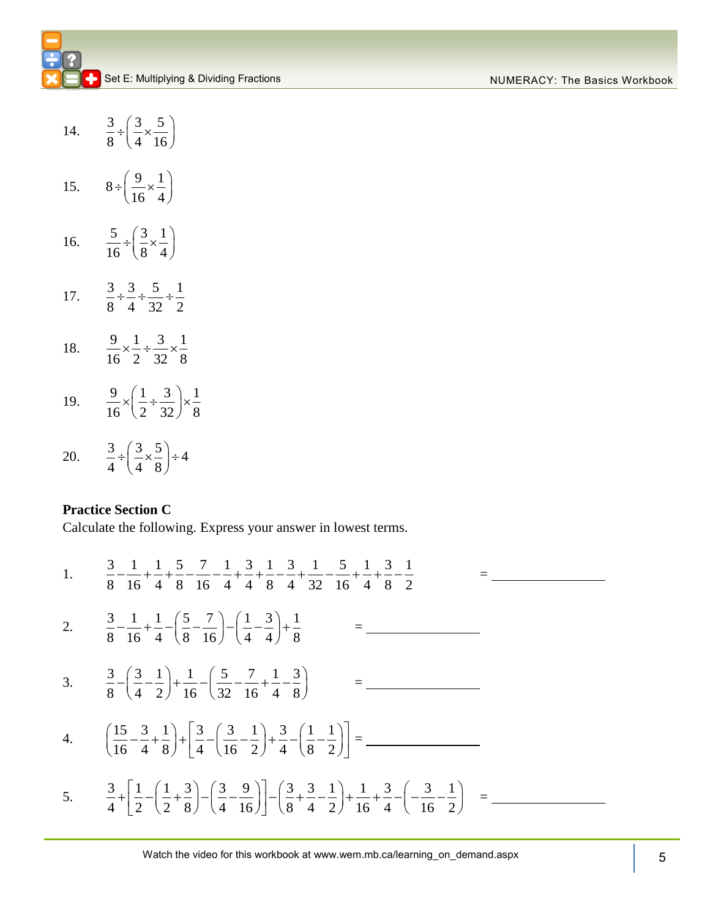14. $\frac{3}{8} \div \left(\frac{3}{4} \times \frac{5}{16}\right)$

15. $8 \div \left(\frac{9}{16} \times \frac{1}{4}\right)$

16. $\frac{5}{16} \div \left(\frac{3}{8} \times \frac{1}{4}\right)$

17. $\frac{3}{8} \div \frac{3}{4} \div \frac{5}{32} \div \frac{1}{2}$

18. $\frac{9}{16} \times \frac{1}{2} \div \frac{3}{32} \times \frac{1}{8}$

19. $\frac{9}{16} \times \left(\frac{1}{2} \div \frac{3}{32}\right) \times \frac{1}{8}$

20. $\frac{3}{4} \div \left(\frac{3}{4} \times \frac{5}{8}\right) \div 4$

**Practice Section C**

Calculate the following. Express your answer in lowest terms.

1. $\frac{3}{8} - \frac{1}{16} + \frac{1}{4} + \frac{5}{8} - \frac{7}{16} - \frac{1}{4} + \frac{3}{4} + \frac{1}{8} - \frac{3}{4} + \frac{1}{32} - \frac{5}{16} + \frac{1}{4} + \frac{3}{8} - \frac{1}{2}$ = ____________

2. $\frac{3}{8} - \frac{1}{16} + \frac{1}{4} - \left(\frac{5}{8} - \frac{7}{16}\right) - \left(\frac{1}{4} - \frac{3}{4}\right) + \frac{1}{8}$ = ____________

3. $\frac{3}{8} - \left(\frac{3}{4} - \frac{1}{2}\right) + \frac{1}{16} - \left(\frac{5}{32} - \frac{7}{16} + \frac{1}{4} - \frac{3}{8}\right)$ = ____________

4. $\left(\frac{15}{16} - \frac{3}{4} + \frac{1}{8}\right) + \left[\frac{3}{4} - \left(\frac{3}{16} - \frac{1}{2}\right) + \frac{3}{4} - \left(\frac{1}{8} - \frac{1}{2}\right)\right]$ = ____________

5. $\frac{3}{4} + \left[\frac{1}{2} - \left(\frac{1}{2} + \frac{3}{8}\right) - \left(\frac{3}{4} - \frac{9}{16}\right)\right] - \left(\frac{3}{8} + \frac{3}{4} - \frac{1}{2}\right) + \frac{1}{16} + \frac{3}{4} - \left(-\frac{3}{16} - \frac{1}{2}\right)$ = ____________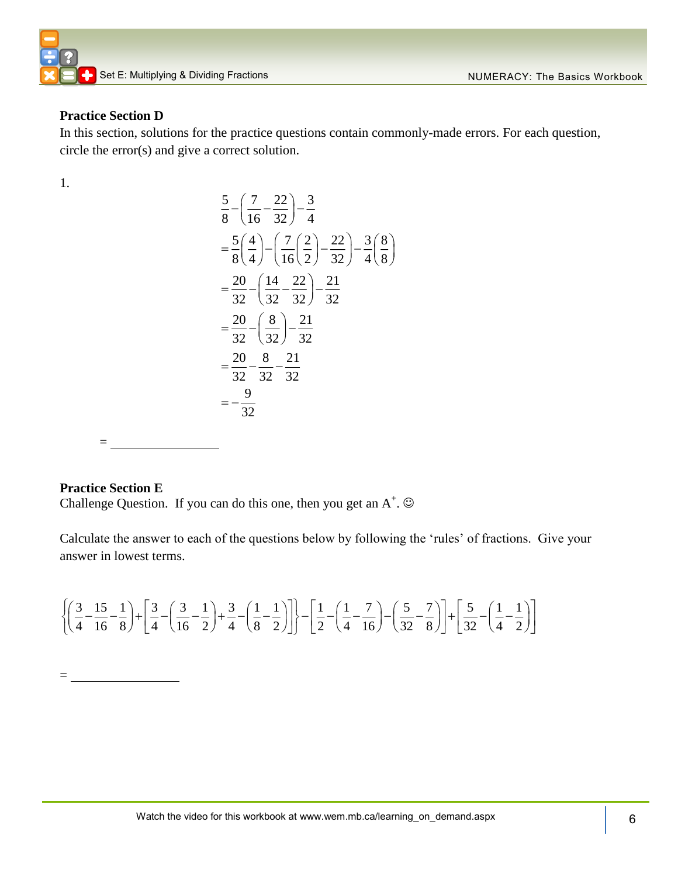## Practice Section D

In this section, solutions for the practice questions contain commonly-made errors. For each question, circle the error(s) and give a correct solution.

1.

$$\frac{5}{8}-\left(\frac{7}{16}-\frac{22}{32}\right)-\frac{3}{4}$$

$$=\frac{5}{8}\left(\frac{4}{4}\right)-\left(\frac{7}{16}\left(\frac{2}{2}\right)-\frac{22}{32}\right)-\frac{3}{4}\left(\frac{8}{8}\right)$$

$$=\frac{20}{32}-\left(\frac{14}{32}-\frac{22}{32}\right)-\frac{21}{32}$$

$$=\frac{20}{32}-\left(\frac{8}{32}\right)-\frac{21}{32}$$

$$=\frac{20}{32}-\frac{8}{32}-\frac{21}{32}$$

$$=-\frac{9}{32}$$

= \_\_\_\_\_\_\_\_\_\_\_\_\_\_\_\_

## Practice Section E

Challenge Question. If you can do this one, then you get an A$^{+}$. ☺

Calculate the answer to each of the questions below by following the 'rules' of fractions. Give your answer in lowest terms.

$$\left\{\left(\frac{3}{4}-\frac{15}{16}-\frac{1}{8}\right)+\left[\frac{3}{4}-\left(\frac{3}{16}-\frac{1}{2}\right)+\frac{3}{4}-\left(\frac{1}{8}-\frac{1}{2}\right)\right]\right\}-\left[\frac{1}{2}-\left(\frac{1}{4}-\frac{7}{16}\right)-\left(\frac{5}{32}-\frac{7}{8}\right)\right]+\left[\frac{5}{32}-\left(\frac{1}{4}-\frac{1}{2}\right)\right]$$

= \_\_\_\_\_\_\_\_\_\_\_\_\_\_\_\_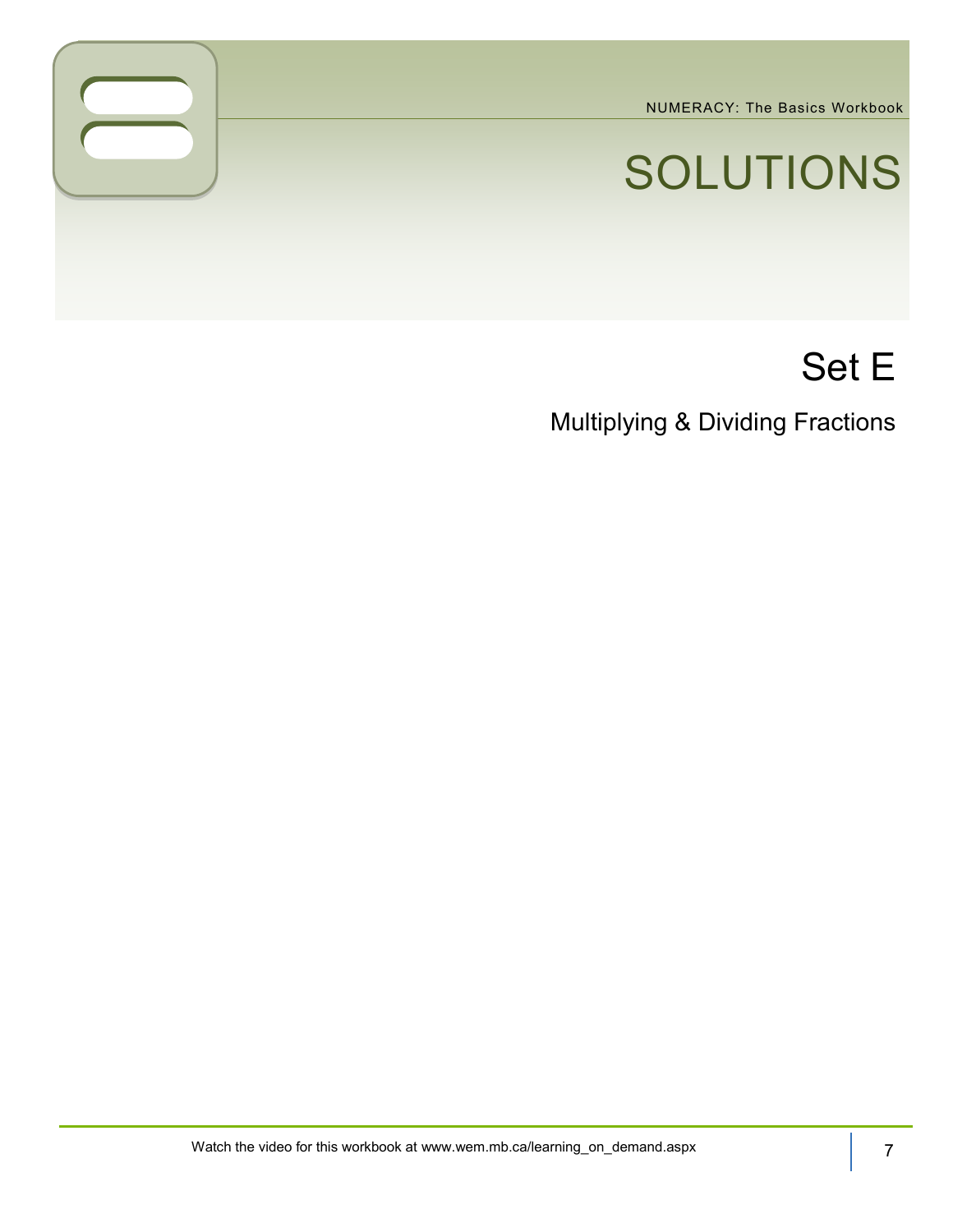# SOLUTIONS

## Set E

### Multiplying & Dividing Fractions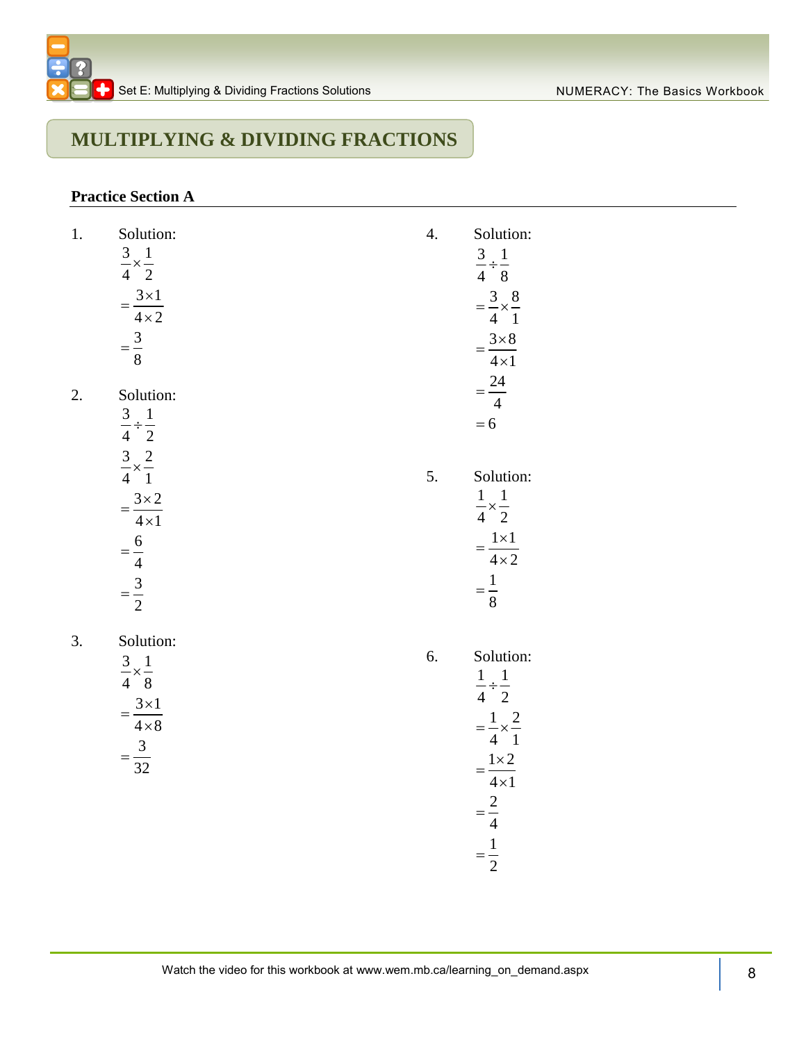# MULTIPLYING & DIVIDING FRACTIONS

**Practice Section A**

1. Solution:

$$\frac{3}{4} \times \frac{1}{2}$$
$$= \frac{3 \times 1}{4 \times 2}$$
$$= \frac{3}{8}$$

2. Solution:

$$\frac{3}{4} \div \frac{1}{2}$$
$$\frac{3}{4} \times \frac{2}{1}$$
$$= \frac{3 \times 2}{4 \times 1}$$
$$= \frac{6}{4}$$
$$= \frac{3}{2}$$

3. Solution:

$$\frac{3}{4} \times \frac{1}{8}$$
$$= \frac{3 \times 1}{4 \times 8}$$
$$= \frac{3}{32}$$

4. Solution:

$$\frac{3}{4} \div \frac{1}{8}$$
$$= \frac{3}{4} \times \frac{8}{1}$$
$$= \frac{3 \times 8}{4 \times 1}$$
$$= \frac{24}{4}$$
$$= 6$$

5. Solution:

$$\frac{1}{4} \times \frac{1}{2}$$
$$= \frac{1 \times 1}{4 \times 2}$$
$$= \frac{1}{8}$$

6. Solution:

$$\frac{1}{4} \div \frac{1}{2}$$
$$= \frac{1}{4} \times \frac{2}{1}$$
$$= \frac{1 \times 2}{4 \times 1}$$
$$= \frac{2}{4}$$
$$= \frac{1}{2}$$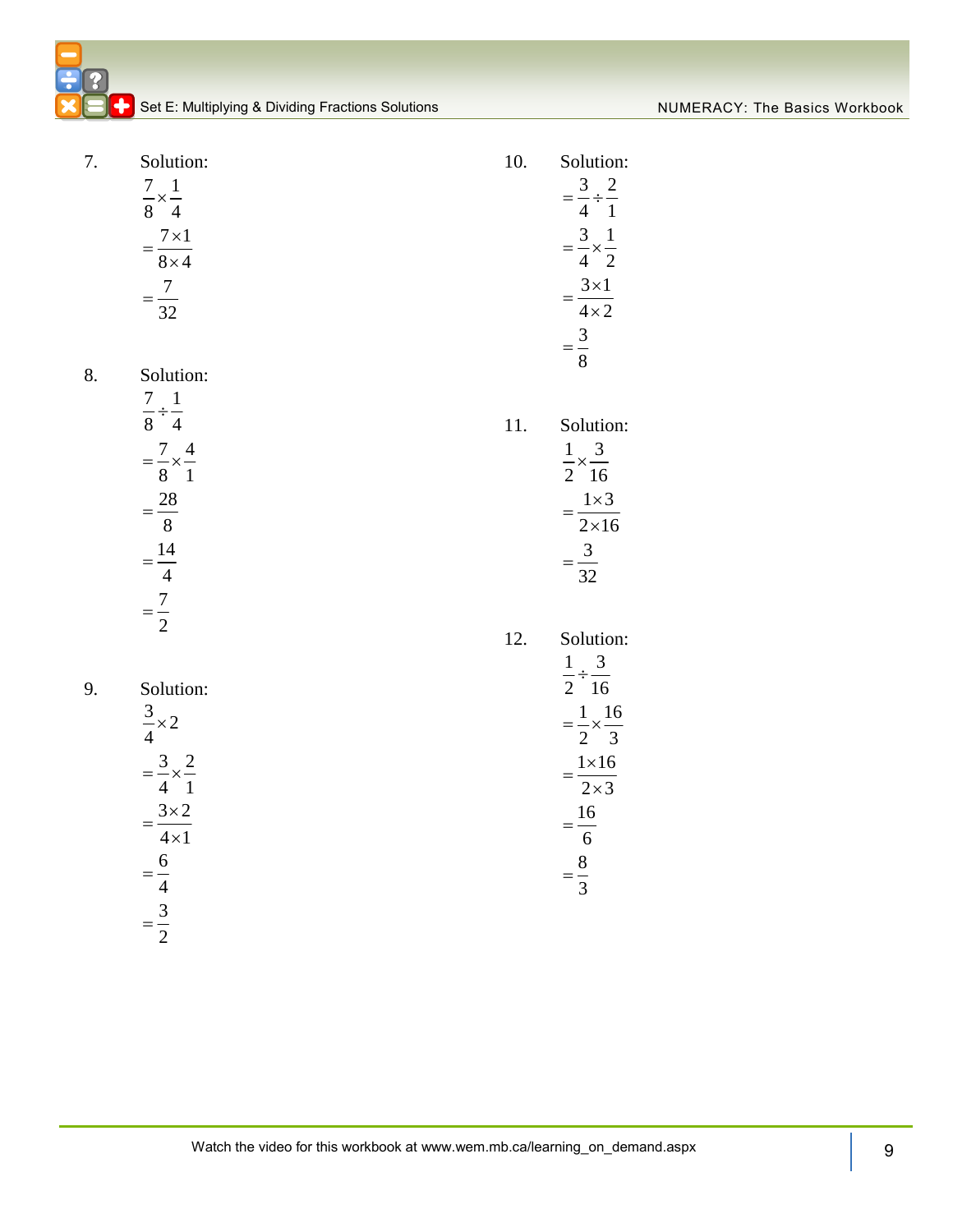7. Solution:

$$\frac{7}{8}\times\frac{1}{4}$$
$$=\frac{7\times1}{8\times4}$$
$$=\frac{7}{32}$$

8. Solution:

$$\frac{7}{8}\div\frac{1}{4}$$
$$=\frac{7}{8}\times\frac{4}{1}$$
$$=\frac{28}{8}$$
$$=\frac{14}{4}$$
$$=\frac{7}{2}$$

9. Solution:

$$\frac{3}{4}\times2$$
$$=\frac{3}{4}\times\frac{2}{1}$$
$$=\frac{3\times2}{4\times1}$$
$$=\frac{6}{4}$$
$$=\frac{3}{2}$$

10. Solution:

$$=\frac{3}{4}\div\frac{2}{1}$$
$$=\frac{3}{4}\times\frac{1}{2}$$
$$=\frac{3\times1}{4\times2}$$
$$=\frac{3}{8}$$

11. Solution:

$$\frac{1}{2}\times\frac{3}{16}$$
$$=\frac{1\times3}{2\times16}$$
$$=\frac{3}{32}$$

12. Solution:

$$\frac{1}{2}\div\frac{3}{16}$$
$$=\frac{1}{2}\times\frac{16}{3}$$
$$=\frac{1\times16}{2\times3}$$
$$=\frac{16}{6}$$
$$=\frac{8}{3}$$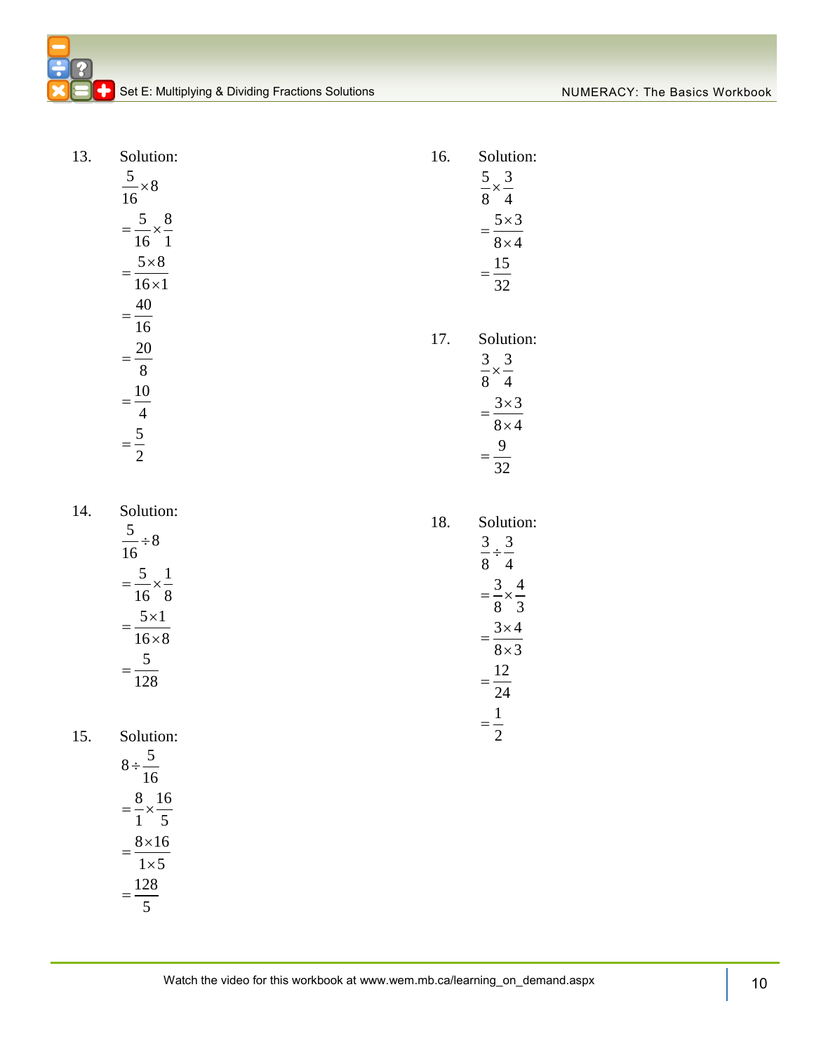13. Solution:

$$\frac{5}{16}\times 8$$
$$=\frac{5}{16}\times\frac{8}{1}$$
$$=\frac{5\times 8}{16\times 1}$$
$$=\frac{40}{16}$$
$$=\frac{20}{8}$$
$$=\frac{10}{4}$$
$$=\frac{5}{2}$$

14. Solution:

$$\frac{5}{16}\div 8$$
$$=\frac{5}{16}\times\frac{1}{8}$$
$$=\frac{5\times 1}{16\times 8}$$
$$=\frac{5}{128}$$

15. Solution:

$$8\div\frac{5}{16}$$
$$=\frac{8}{1}\times\frac{16}{5}$$
$$=\frac{8\times 16}{1\times 5}$$
$$=\frac{128}{5}$$

16. Solution:

$$\frac{5}{8}\times\frac{3}{4}$$
$$=\frac{5\times 3}{8\times 4}$$
$$=\frac{15}{32}$$

17. Solution:

$$\frac{3}{8}\times\frac{3}{4}$$
$$=\frac{3\times 3}{8\times 4}$$
$$=\frac{9}{32}$$

18. Solution:

$$\frac{3}{8}\div\frac{3}{4}$$
$$=\frac{3}{8}\times\frac{4}{3}$$
$$=\frac{3\times 4}{8\times 3}$$
$$=\frac{12}{24}$$
$$=\frac{1}{2}$$

Watch the video for this workbook at www.wem.mb.ca/learning_on_demand.aspx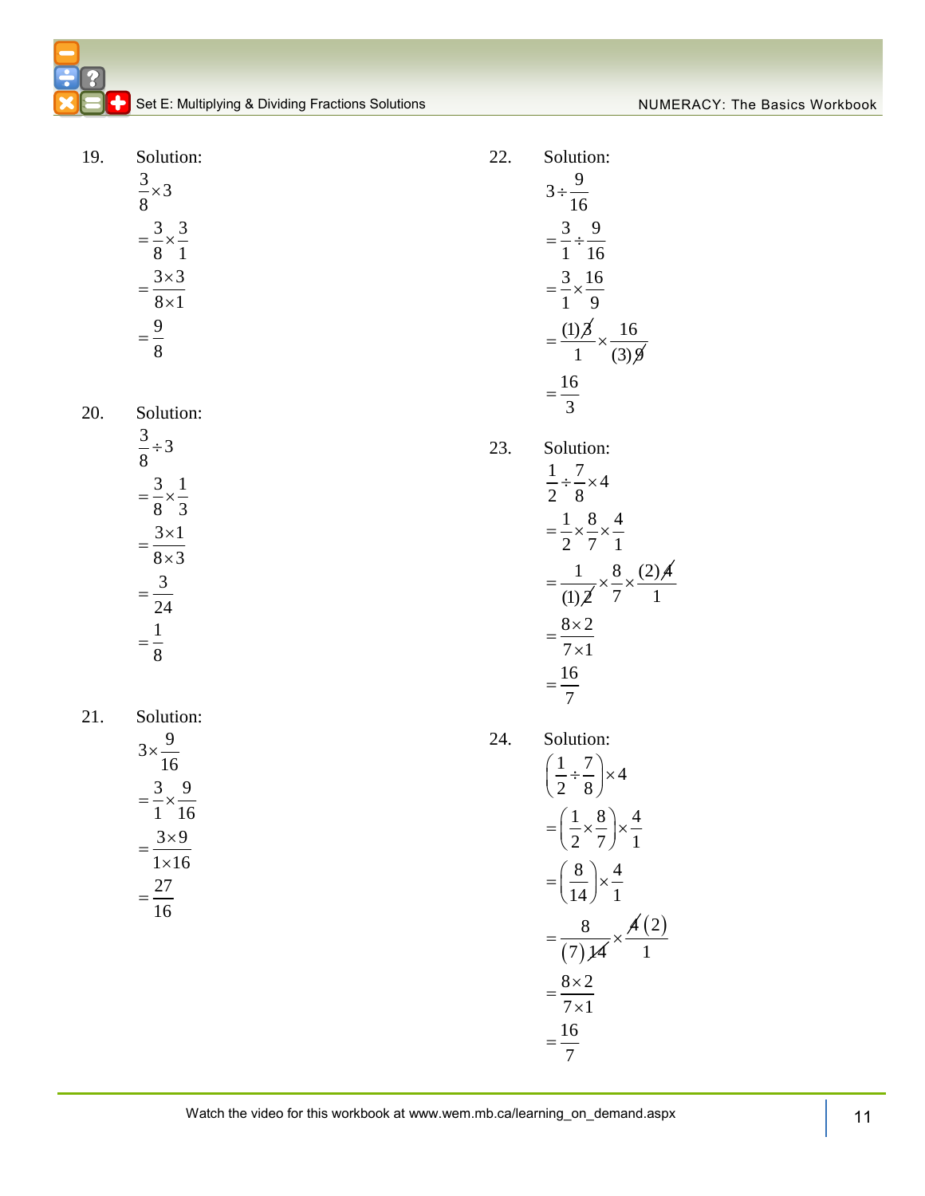19. Solution:

$$\frac{3}{8}\times 3$$
$$=\frac{3}{8}\times\frac{3}{1}$$
$$=\frac{3\times 3}{8\times 1}$$
$$=\frac{9}{8}$$

20. Solution:

$$\frac{3}{8}\div 3$$
$$=\frac{3}{8}\times\frac{1}{3}$$
$$=\frac{3\times 1}{8\times 3}$$
$$=\frac{3}{24}$$
$$=\frac{1}{8}$$

21. Solution:

$$3\times\frac{9}{16}$$
$$=\frac{3}{1}\times\frac{9}{16}$$
$$=\frac{3\times 9}{1\times 16}$$
$$=\frac{27}{16}$$

22. Solution:

$$3\div\frac{9}{16}$$
$$=\frac{3}{1}\div\frac{9}{16}$$
$$=\frac{3}{1}\times\frac{16}{9}$$
$$=\frac{(1)\cancel{3}}{1}\times\frac{16}{(3)\cancel{9}}$$
$$=\frac{16}{3}$$

23. Solution:

$$\frac{1}{2}\div\frac{7}{8}\times 4$$
$$=\frac{1}{2}\times\frac{8}{7}\times\frac{4}{1}$$
$$=\frac{1}{(1)\cancel{2}}\times\frac{8}{7}\times\frac{(2)\cancel{4}}{1}$$
$$=\frac{8\times 2}{7\times 1}$$
$$=\frac{16}{7}$$

24. Solution:

$$\left(\frac{1}{2}\div\frac{7}{8}\right)\times 4$$
$$=\left(\frac{1}{2}\times\frac{8}{7}\right)\times\frac{4}{1}$$
$$=\left(\frac{8}{14}\right)\times\frac{4}{1}$$
$$=\frac{8}{(7)\cancel{14}}\times\frac{\cancel{4}(2)}{1}$$
$$=\frac{8\times 2}{7\times 1}$$
$$=\frac{16}{7}$$

Watch the video for this workbook at www.wem.mb.ca/learning_on_demand.aspx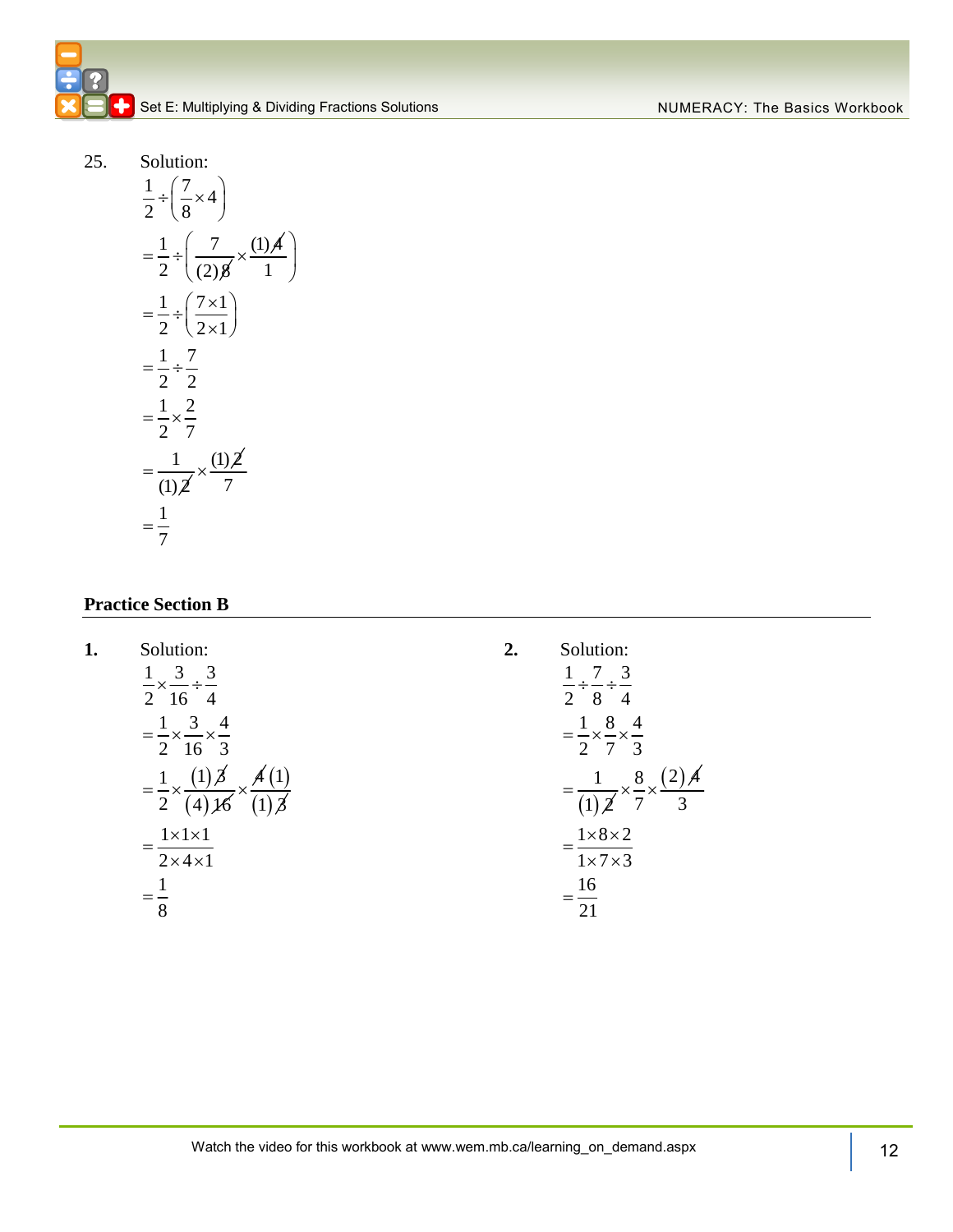25. Solution:

$$\frac{1}{2} \div \left(\frac{7}{8} \times 4\right)$$

$$= \frac{1}{2} \div \left(\frac{7}{(2)\cancel{8}} \times \frac{(1)\cancel{4}}{1}\right)$$

$$= \frac{1}{2} \div \left(\frac{7 \times 1}{2 \times 1}\right)$$

$$= \frac{1}{2} \div \frac{7}{2}$$

$$= \frac{1}{2} \times \frac{2}{7}$$

$$= \frac{1}{(1)\cancel{2}} \times \frac{(1)\cancel{2}}{7}$$

$$= \frac{1}{7}$$

## Practice Section B

**1.** Solution:

$$\frac{1}{2} \times \frac{3}{16} \div \frac{3}{4}$$

$$= \frac{1}{2} \times \frac{3}{16} \times \frac{4}{3}$$

$$= \frac{1}{2} \times \frac{(1)\cancel{3}}{(4)\cancel{16}} \times \frac{\cancel{4}(1)}{(1)\cancel{3}}$$

$$= \frac{1 \times 1 \times 1}{2 \times 4 \times 1}$$

$$= \frac{1}{8}$$

**2.** Solution:

$$\frac{1}{2} \div \frac{7}{8} \div \frac{3}{4}$$

$$= \frac{1}{2} \times \frac{8}{7} \times \frac{4}{3}$$

$$= \frac{1}{(1)\cancel{2}} \times \frac{8}{7} \times \frac{(2)\cancel{4}}{3}$$

$$= \frac{1 \times 8 \times 2}{1 \times 7 \times 3}$$

$$= \frac{16}{21}$$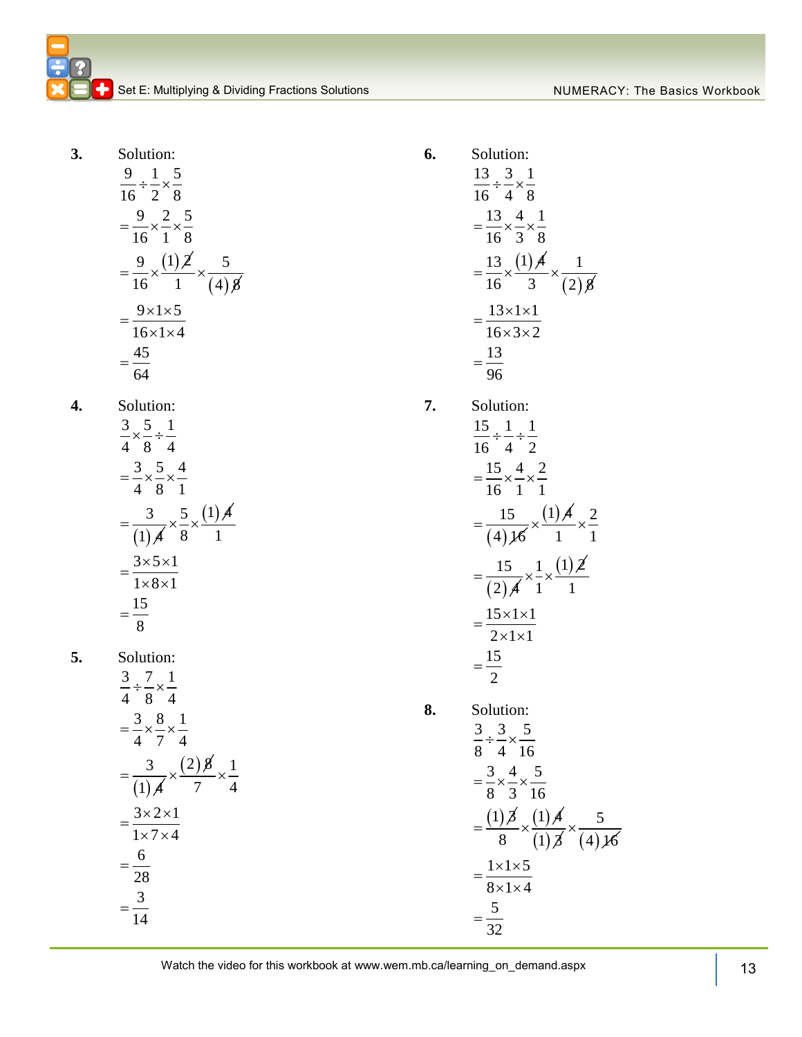**3.** Solution:

$$\frac{9}{16} \div \frac{1}{2} \times \frac{5}{8}$$

$$= \frac{9}{16} \times \frac{2}{1} \times \frac{5}{8}$$

$$= \frac{9}{16} \times \frac{(1)\not{2}}{1} \times \frac{5}{(4)\not{8}}$$

$$= \frac{9 \times 1 \times 5}{16 \times 1 \times 4}$$

$$= \frac{45}{64}$$

**4.** Solution:

$$\frac{3}{4} \times \frac{5}{8} \div \frac{1}{4}$$

$$= \frac{3}{4} \times \frac{5}{8} \times \frac{4}{1}$$

$$= \frac{3}{(1)\not{4}} \times \frac{5}{8} \times \frac{(1)\not{4}}{1}$$

$$= \frac{3 \times 5 \times 1}{1 \times 8 \times 1}$$

$$= \frac{15}{8}$$

**5.** Solution:

$$\frac{3}{4} \div \frac{7}{8} \times \frac{1}{4}$$

$$= \frac{3}{4} \times \frac{8}{7} \times \frac{1}{4}$$

$$= \frac{3}{(1)\not{4}} \times \frac{(2)\not{8}}{7} \times \frac{1}{4}$$

$$= \frac{3 \times 2 \times 1}{1 \times 7 \times 4}$$

$$= \frac{6}{28}$$

$$= \frac{3}{14}$$

**6.** Solution:

$$\frac{13}{16} \div \frac{3}{4} \times \frac{1}{8}$$

$$= \frac{13}{16} \times \frac{4}{3} \times \frac{1}{8}$$

$$= \frac{13}{16} \times \frac{(1)\not{4}}{3} \times \frac{1}{(2)\not{8}}$$

$$= \frac{13 \times 1 \times 1}{16 \times 3 \times 2}$$

$$= \frac{13}{96}$$

**7.** Solution:

$$\frac{15}{16} \div \frac{1}{4} \div \frac{1}{2}$$

$$= \frac{15}{16} \times \frac{4}{1} \times \frac{2}{1}$$

$$= \frac{15}{(4)\not{16}} \times \frac{(1)\not{4}}{1} \times \frac{2}{1}$$

$$= \frac{15}{(2)\not{4}} \times \frac{1}{1} \times \frac{(1)\not{2}}{1}$$

$$= \frac{15 \times 1 \times 1}{2 \times 1 \times 1}$$

$$= \frac{15}{2}$$

**8.** Solution:

$$\frac{3}{8} \div \frac{3}{4} \times \frac{5}{16}$$

$$= \frac{3}{8} \times \frac{4}{3} \times \frac{5}{16}$$

$$= \frac{(1)\not{3}}{8} \times \frac{(1)\not{4}}{(1)\not{3}} \times \frac{5}{(4)\not{16}}$$

$$= \frac{1 \times 1 \times 5}{8 \times 1 \times 4}$$

$$= \frac{5}{32}$$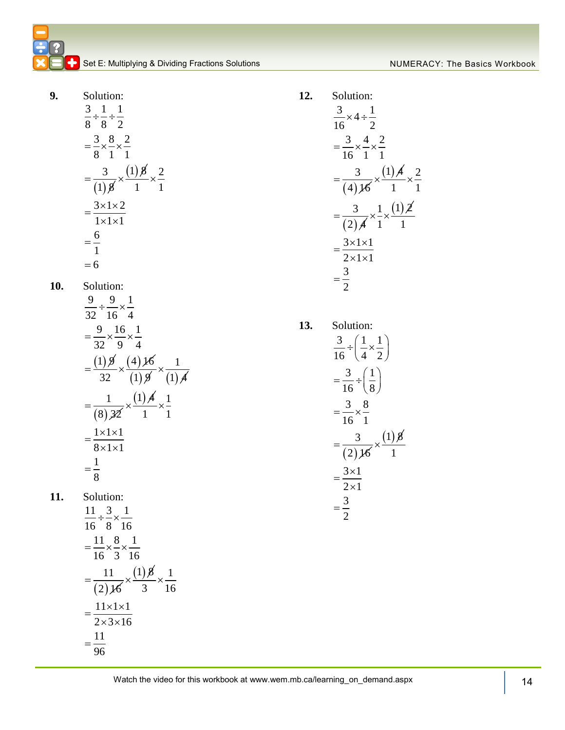**9.** Solution:

$$\frac{3}{8} \div \frac{1}{8} \div \frac{1}{2}$$

$$= \frac{3}{8} \times \frac{8}{1} \times \frac{2}{1}$$

$$= \frac{3}{(1)\cancel{8}} \times \frac{(1)\cancel{8}}{1} \times \frac{2}{1}$$

$$= \frac{3 \times 1 \times 2}{1 \times 1 \times 1}$$

$$= \frac{6}{1}$$

$$= 6$$

**10.** Solution:

$$\frac{9}{32} \div \frac{9}{16} \times \frac{1}{4}$$

$$= \frac{9}{32} \times \frac{16}{9} \times \frac{1}{4}$$

$$= \frac{(1)\cancel{9}}{32} \times \frac{(4)\cancel{16}}{(1)\cancel{9}} \times \frac{1}{(1)\cancel{4}}$$

$$= \frac{1}{(8)\cancel{32}} \times \frac{(1)\cancel{4}}{1} \times \frac{1}{1}$$

$$= \frac{1 \times 1 \times 1}{8 \times 1 \times 1}$$

$$= \frac{1}{8}$$

**11.** Solution:

$$\frac{11}{16} \div \frac{3}{8} \times \frac{1}{16}$$

$$= \frac{11}{16} \times \frac{8}{3} \times \frac{1}{16}$$

$$= \frac{11}{(2)\cancel{16}} \times \frac{(1)\cancel{8}}{3} \times \frac{1}{16}$$

$$= \frac{11 \times 1 \times 1}{2 \times 3 \times 16}$$

$$= \frac{11}{96}$$

**12.** Solution:

$$\frac{3}{16} \times 4 \div \frac{1}{2}$$

$$= \frac{3}{16} \times \frac{4}{1} \times \frac{2}{1}$$

$$= \frac{3}{(4)\cancel{16}} \times \frac{(1)\cancel{4}}{1} \times \frac{2}{1}$$

$$= \frac{3}{(2)\cancel{4}} \times \frac{1}{1} \times \frac{(1)\cancel{2}}{1}$$

$$= \frac{3 \times 1 \times 1}{2 \times 1 \times 1}$$

$$= \frac{3}{2}$$

**13.** Solution:

$$\frac{3}{16} \div \left(\frac{1}{4} \times \frac{1}{2}\right)$$

$$= \frac{3}{16} \div \left(\frac{1}{8}\right)$$

$$= \frac{3}{16} \times \frac{8}{1}$$

$$= \frac{3}{(2)\cancel{16}} \times \frac{(1)\cancel{8}}{1}$$

$$= \frac{3 \times 1}{2 \times 1}$$

$$= \frac{3}{2}$$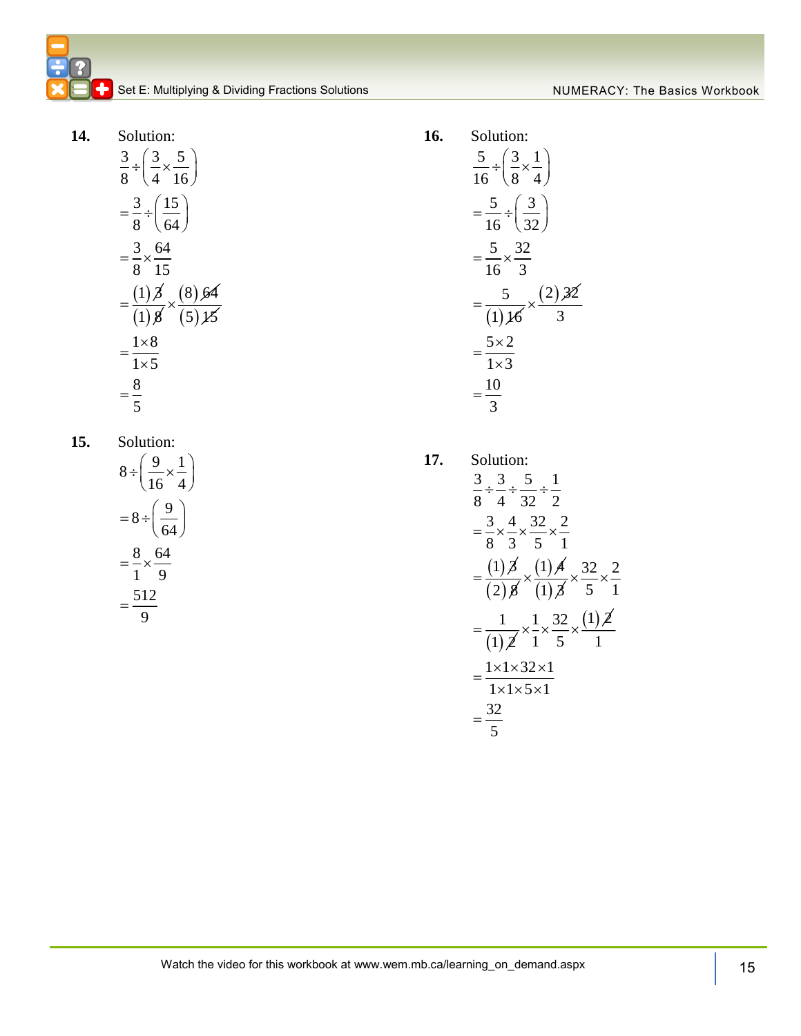**14.** Solution:

$$\frac{3}{8} \div \left(\frac{3}{4} \times \frac{5}{16}\right)$$

$$= \frac{3}{8} \div \left(\frac{15}{64}\right)$$

$$= \frac{3}{8} \times \frac{64}{15}$$

$$= \frac{(1)\cancel{3}}{(1)\cancel{8}} \times \frac{(8)\cancel{64}}{(5)\cancel{15}}$$

$$= \frac{1 \times 8}{1 \times 5}$$

$$= \frac{8}{5}$$

**15.** Solution:

$$8 \div \left(\frac{9}{16} \times \frac{1}{4}\right)$$

$$= 8 \div \left(\frac{9}{64}\right)$$

$$= \frac{8}{1} \times \frac{64}{9}$$

$$= \frac{512}{9}$$

**16.** Solution:

$$\frac{5}{16} \div \left(\frac{3}{8} \times \frac{1}{4}\right)$$

$$= \frac{5}{16} \div \left(\frac{3}{32}\right)$$

$$= \frac{5}{16} \times \frac{32}{3}$$

$$= \frac{5}{(1)\cancel{16}} \times \frac{(2)\cancel{32}}{3}$$

$$= \frac{5 \times 2}{1 \times 3}$$

$$= \frac{10}{3}$$

**17.** Solution:

$$\frac{3}{8} \div \frac{3}{4} \div \frac{5}{32} \div \frac{1}{2}$$

$$= \frac{3}{8} \times \frac{4}{3} \times \frac{32}{5} \times \frac{2}{1}$$

$$= \frac{(1)\cancel{3}}{(2)\cancel{8}} \times \frac{(1)\cancel{4}}{(1)\cancel{3}} \times \frac{32}{5} \times \frac{2}{1}$$

$$= \frac{1}{(1)\cancel{2}} \times \frac{1}{1} \times \frac{32}{5} \times \frac{(1)\cancel{2}}{1}$$

$$= \frac{1 \times 1 \times 32 \times 1}{1 \times 1 \times 5 \times 1}$$

$$= \frac{32}{5}$$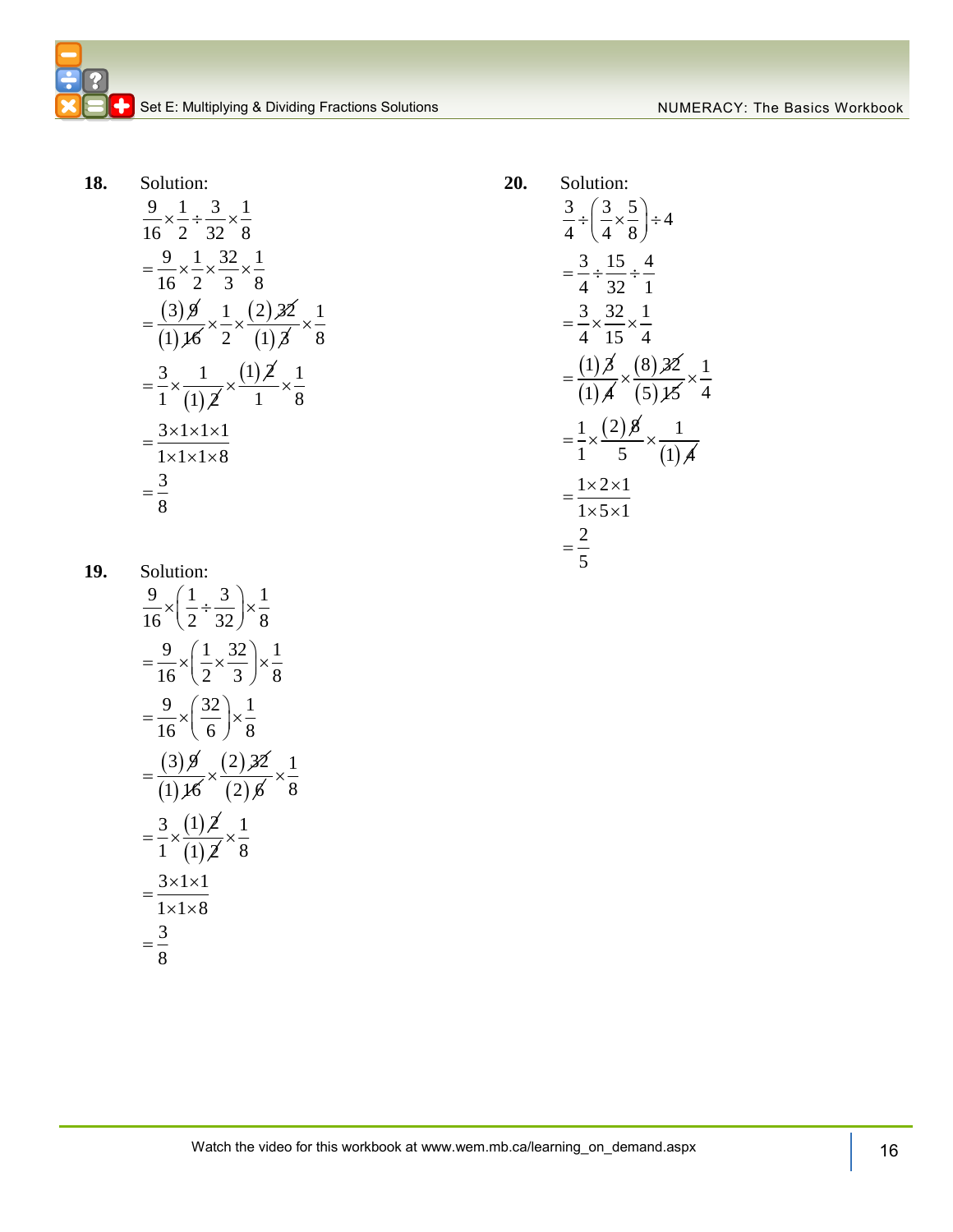**18.** Solution:

$$\frac{9}{16}\times\frac{1}{2}\div\frac{3}{32}\times\frac{1}{8}$$

$$=\frac{9}{16}\times\frac{1}{2}\times\frac{32}{3}\times\frac{1}{8}$$

$$=\frac{(3)\cancel{9}}{(1)\cancel{16}}\times\frac{1}{2}\times\frac{(2)\cancel{32}}{(1)\cancel{3}}\times\frac{1}{8}$$

$$=\frac{3}{1}\times\frac{1}{(1)\cancel{2}}\times\frac{(1)\cancel{2}}{1}\times\frac{1}{8}$$

$$=\frac{3\times1\times1\times1}{1\times1\times1\times8}$$

$$=\frac{3}{8}$$

**19.** Solution:

$$\frac{9}{16}\times\left(\frac{1}{2}\div\frac{3}{32}\right)\times\frac{1}{8}$$

$$=\frac{9}{16}\times\left(\frac{1}{2}\times\frac{32}{3}\right)\times\frac{1}{8}$$

$$=\frac{9}{16}\times\left(\frac{32}{6}\right)\times\frac{1}{8}$$

$$=\frac{(3)\cancel{9}}{(1)\cancel{16}}\times\frac{(2)\cancel{32}}{(2)\cancel{6}}\times\frac{1}{8}$$

$$=\frac{3}{1}\times\frac{(1)\cancel{2}}{(1)\cancel{2}}\times\frac{1}{8}$$

$$=\frac{3\times1\times1}{1\times1\times8}$$

$$=\frac{3}{8}$$

**20.** Solution:

$$\frac{3}{4}\div\left(\frac{3}{4}\times\frac{5}{8}\right)\div4$$

$$=\frac{3}{4}\div\frac{15}{32}\div\frac{4}{1}$$

$$=\frac{3}{4}\times\frac{32}{15}\times\frac{1}{4}$$

$$=\frac{(1)\cancel{3}}{(1)\cancel{4}}\times\frac{(8)\cancel{32}}{(5)\cancel{15}}\times\frac{1}{4}$$

$$=\frac{1}{1}\times\frac{(2)\cancel{8}}{5}\times\frac{1}{(1)\cancel{4}}$$

$$=\frac{1\times2\times1}{1\times5\times1}$$

$$=\frac{2}{5}$$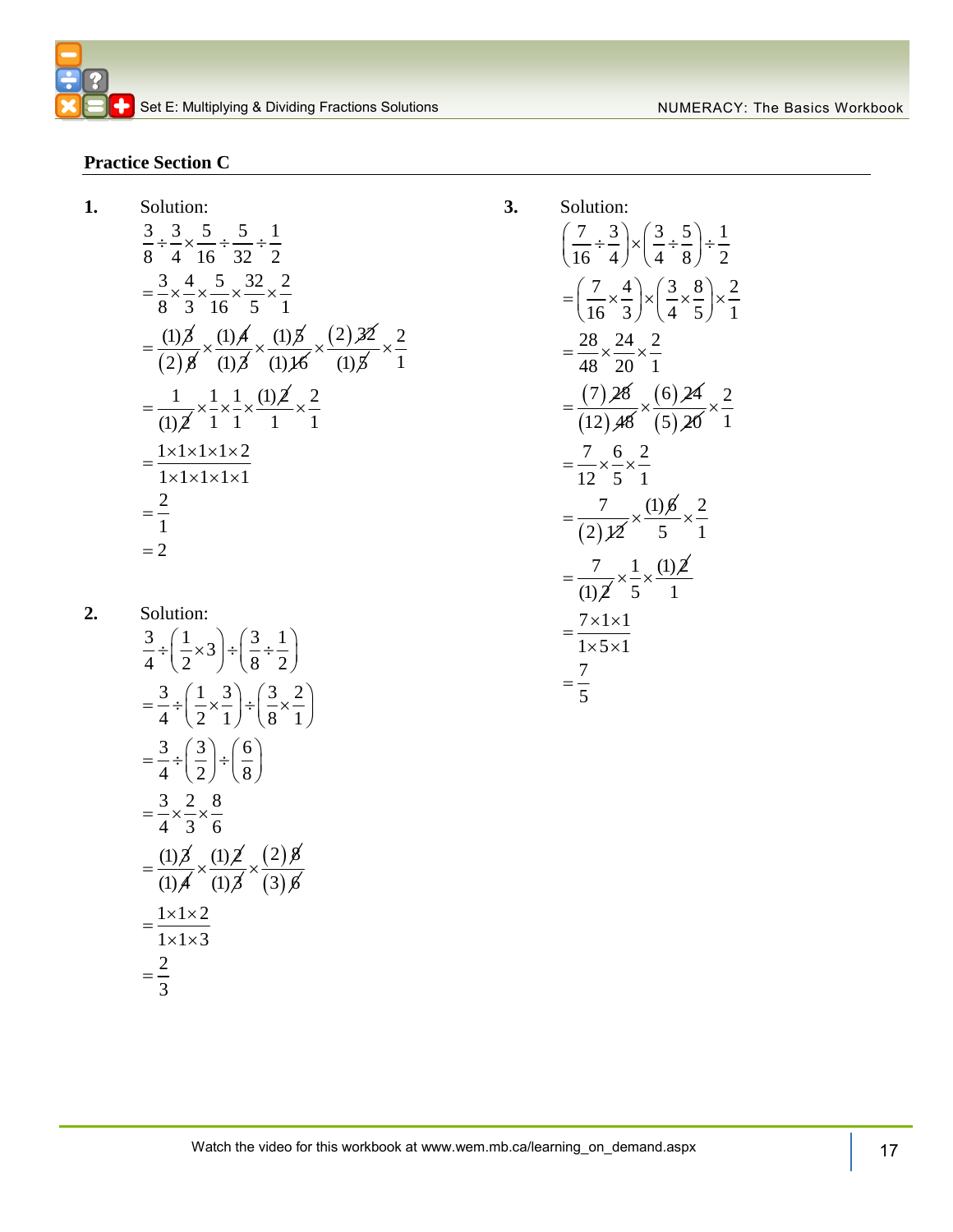## Practice Section C

**1.** Solution:

$$\frac{3}{8} \div \frac{3}{4} \times \frac{5}{16} \div \frac{5}{32} \div \frac{1}{2}$$

$$= \frac{3}{8} \times \frac{4}{3} \times \frac{5}{16} \times \frac{32}{5} \times \frac{2}{1}$$

$$= \frac{(1)\cancel{3}}{(2)\cancel{8}} \times \frac{(1)\cancel{4}}{(1)\cancel{3}} \times \frac{(1)\cancel{5}}{(1)\cancel{16}} \times \frac{(2)\cancel{32}}{(1)\cancel{5}} \times \frac{2}{1}$$

$$= \frac{1}{(1)\cancel{2}} \times \frac{1}{1} \times \frac{1}{1} \times \frac{(1)\cancel{2}}{1} \times \frac{2}{1}$$

$$= \frac{1 \times 1 \times 1 \times 1 \times 2}{1 \times 1 \times 1 \times 1 \times 1}$$

$$= \frac{2}{1}$$

$$= 2$$

**2.** Solution:

$$\frac{3}{4} \div \left(\frac{1}{2} \times 3\right) \div \left(\frac{3}{8} \div \frac{1}{2}\right)$$

$$= \frac{3}{4} \div \left(\frac{1}{2} \times \frac{3}{1}\right) \div \left(\frac{3}{8} \times \frac{2}{1}\right)$$

$$= \frac{3}{4} \div \left(\frac{3}{2}\right) \div \left(\frac{6}{8}\right)$$

$$= \frac{3}{4} \times \frac{2}{3} \times \frac{8}{6}$$

$$= \frac{(1)\cancel{3}}{(1)\cancel{4}} \times \frac{(1)\cancel{2}}{(1)\cancel{3}} \times \frac{(2)\cancel{8}}{(3)\cancel{6}}$$

$$= \frac{1 \times 1 \times 2}{1 \times 1 \times 3}$$

$$= \frac{2}{3}$$

**3.** Solution:

$$\left(\frac{7}{16} \div \frac{3}{4}\right) \times \left(\frac{3}{4} \div \frac{5}{8}\right) \div \frac{1}{2}$$

$$= \left(\frac{7}{16} \times \frac{4}{3}\right) \times \left(\frac{3}{4} \times \frac{8}{5}\right) \times \frac{2}{1}$$

$$= \frac{28}{48} \times \frac{24}{20} \times \frac{2}{1}$$

$$= \frac{(7)\cancel{28}}{(12)\cancel{48}} \times \frac{(6)\cancel{24}}{(5)\cancel{20}} \times \frac{2}{1}$$

$$= \frac{7}{12} \times \frac{6}{5} \times \frac{2}{1}$$

$$= \frac{7}{(2)\cancel{12}} \times \frac{(1)\cancel{6}}{5} \times \frac{2}{1}$$

$$= \frac{7}{(1)\cancel{2}} \times \frac{1}{5} \times \frac{(1)\cancel{2}}{1}$$

$$= \frac{7 \times 1 \times 1}{1 \times 5 \times 1}$$

$$= \frac{7}{5}$$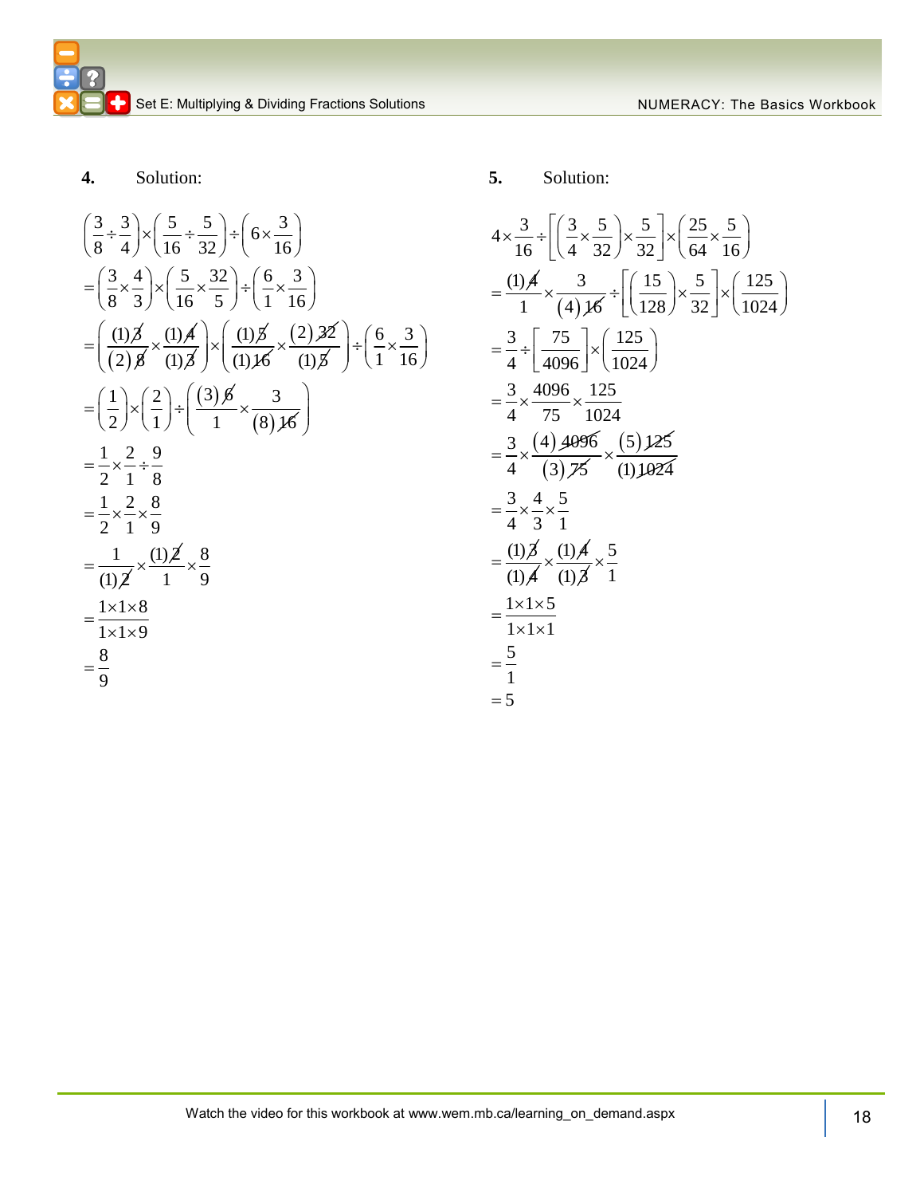**4.** Solution:

$$\left(\frac{3}{8}\div\frac{3}{4}\right)\times\left(\frac{5}{16}\div\frac{5}{32}\right)\div\left(6\times\frac{3}{16}\right)$$

$$=\left(\frac{3}{8}\times\frac{4}{3}\right)\times\left(\frac{5}{16}\times\frac{32}{5}\right)\div\left(\frac{6}{1}\times\frac{3}{16}\right)$$

$$=\left(\frac{(1)\cancel{3}}{(2)\cancel{8}}\times\frac{(1)\cancel{4}}{(1)\cancel{3}}\right)\times\left(\frac{(1)\cancel{5}}{(1)\cancel{16}}\times\frac{(2)\cancel{32}}{(1)\cancel{5}}\right)\div\left(\frac{6}{1}\times\frac{3}{16}\right)$$

$$=\left(\frac{1}{2}\right)\times\left(\frac{2}{1}\right)\div\left(\frac{(3)\cancel{6}}{1}\times\frac{3}{(8)\cancel{16}}\right)$$

$$=\frac{1}{2}\times\frac{2}{1}\div\frac{9}{8}$$

$$=\frac{1}{2}\times\frac{2}{1}\times\frac{8}{9}$$

$$=\frac{1}{(1)\cancel{2}}\times\frac{(1)\cancel{2}}{1}\times\frac{8}{9}$$

$$=\frac{1\times1\times8}{1\times1\times9}$$

$$=\frac{8}{9}$$

**5.** Solution:

$$4\times\frac{3}{16}\div\left[\left(\frac{3}{4}\times\frac{5}{32}\right)\times\frac{5}{32}\right]\times\left(\frac{25}{64}\times\frac{5}{16}\right)$$

$$=\frac{(1)\cancel{4}}{1}\times\frac{3}{(4)\cancel{16}}\div\left[\left(\frac{15}{128}\right)\times\frac{5}{32}\right]\times\left(\frac{125}{1024}\right)$$

$$=\frac{3}{4}\div\left[\frac{75}{4096}\right]\times\left(\frac{125}{1024}\right)$$

$$=\frac{3}{4}\times\frac{4096}{75}\times\frac{125}{1024}$$

$$=\frac{3}{4}\times\frac{(4)\cancel{4096}}{(3)\cancel{75}}\times\frac{(5)\cancel{125}}{(1)\cancel{1024}}$$

$$=\frac{3}{4}\times\frac{4}{3}\times\frac{5}{1}$$

$$=\frac{(1)\cancel{3}}{(1)\cancel{4}}\times\frac{(1)\cancel{4}}{(1)\cancel{3}}\times\frac{5}{1}$$

$$=\frac{1\times1\times5}{1\times1\times1}$$

$$=\frac{5}{1}$$

$$=5$$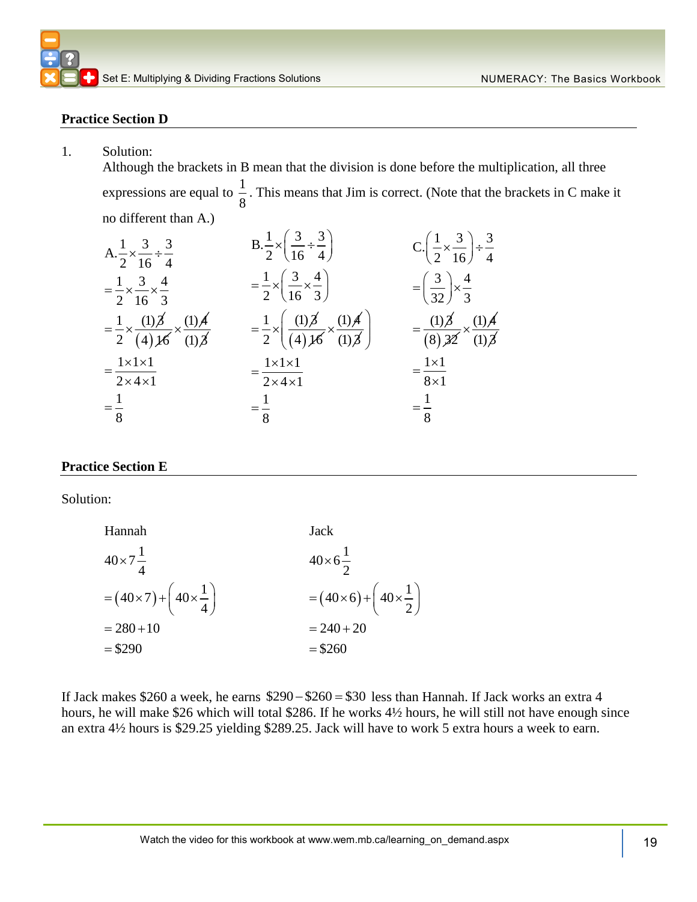## Practice Section D

1. Solution:
   Although the brackets in B mean that the division is done before the multiplication, all three expressions are equal to $\frac{1}{8}$. This means that Jim is correct. (Note that the brackets in C make it no different than A.)

A.
$$\frac{1}{2}\times\frac{3}{16}\div\frac{3}{4}$$
$$=\frac{1}{2}\times\frac{3}{16}\times\frac{4}{3}$$
$$=\frac{1}{2}\times\frac{(1)\cancel{3}}{(4)\cancel{16}}\times\frac{(1)\cancel{4}}{(1)\cancel{3}}$$
$$=\frac{1\times1\times1}{2\times4\times1}$$
$$=\frac{1}{8}$$

B.
$$\frac{1}{2}\times\left(\frac{3}{16}\div\frac{3}{4}\right)$$
$$=\frac{1}{2}\times\left(\frac{3}{16}\times\frac{4}{3}\right)$$
$$=\frac{1}{2}\times\left(\frac{(1)\cancel{3}}{(4)\cancel{16}}\times\frac{(1)\cancel{4}}{(1)\cancel{3}}\right)$$
$$=\frac{1\times1\times1}{2\times4\times1}$$
$$=\frac{1}{8}$$

C.
$$\left(\frac{1}{2}\times\frac{3}{16}\right)\div\frac{3}{4}$$
$$=\left(\frac{3}{32}\right)\times\frac{4}{3}$$
$$=\frac{(1)\cancel{3}}{(8)\cancel{32}}\times\frac{(1)\cancel{4}}{(1)\cancel{3}}$$
$$=\frac{1\times1}{8\times1}$$
$$=\frac{1}{8}$$

## Practice Section E

Solution:

Hannah
$$40\times7\frac{1}{4}$$
$$=(40\times7)+\left(40\times\frac{1}{4}\right)$$
$$=280+10$$
$$=\$290$$

Jack
$$40\times6\frac{1}{2}$$
$$=(40\times6)+\left(40\times\frac{1}{2}\right)$$
$$=240+20$$
$$=\$260$$

If Jack makes $260 a week, he earns $\$290-\$260=\$30$ less than Hannah. If Jack works an extra 4 hours, he will make $26 which will total $286. If he works 4½ hours, he will still not have enough since an extra 4½ hours is $29.25 yielding $289.25. Jack will have to work 5 extra hours a week to earn.